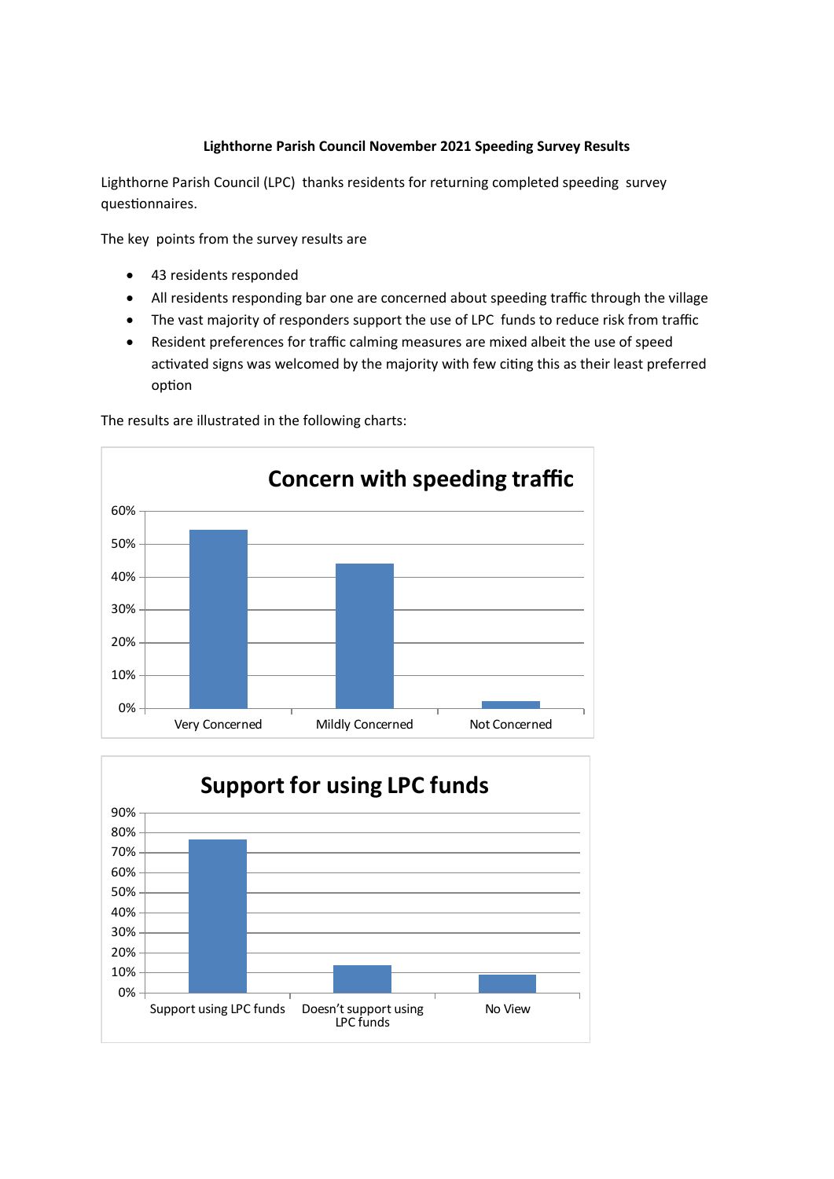**Lighthorne Parish Council November 2021 Speeding Survey Results**

Lighthorne Parish Council (LPC) thanks residents for returning completed speeding survey questionnaires.

The key points from the survey results are

- 43 residents responded
- All residents responding bar one are concerned about speeding traffic through the village
- The vast majority of responders support the use of LPC funds to reduce risk from traffic
- Resident preferences for traffic calming measures are mixed albeit the use of speed activated signs was welcomed by the majority with few citing this as their least preferred option

The results are illustrated in the following charts:

**Concern with speeding traffic**

Very Concerned | Mildly Concerned | Not Concerned

**Support for using LPC funds**

Support using LPC funds | Doesn't support using LPC funds | No View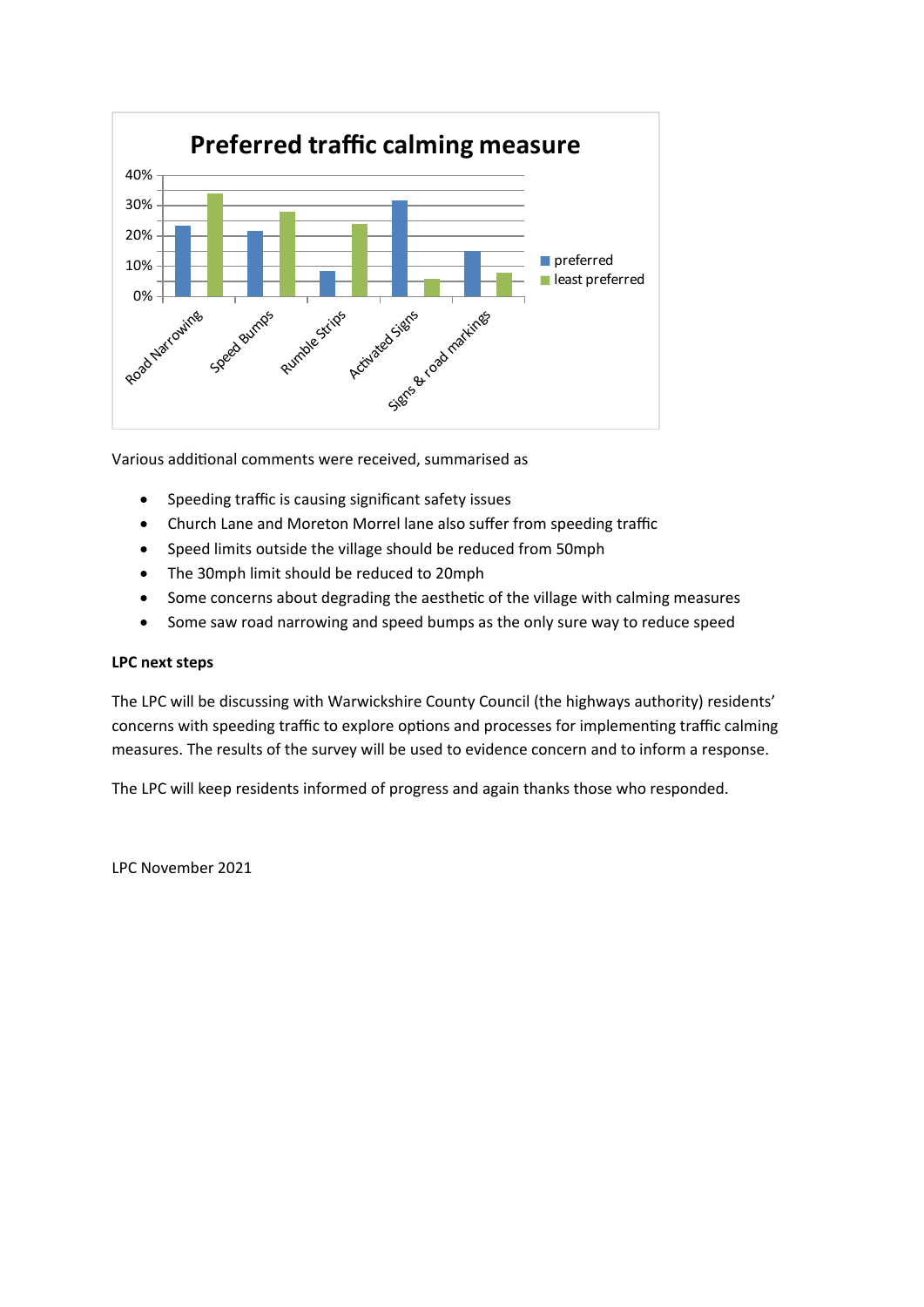Preferred traffic calming measure

40%
30%
20%
10%
0%

Road Narrowing
Speed Bumps
Rumble Strips
Activated Signs
Signs & road markings

preferred
least preferred

Various additional comments were received, summarised as

- Speeding traffic is causing significant safety issues
- Church Lane and Moreton Morrel lane also suffer from speeding traffic
- Speed limits outside the village should be reduced from 50mph
- The 30mph limit should be reduced to 20mph
- Some concerns about degrading the aesthetic of the village with calming measures
- Some saw road narrowing and speed bumps as the only sure way to reduce speed

**LPC next steps**

The LPC will be discussing with Warwickshire County Council (the highways authority) residents' concerns with speeding traffic to explore options and processes for implementing traffic calming measures. The results of the survey will be used to evidence concern and to inform a response.

The LPC will keep residents informed of progress and again thanks those who responded.

LPC November 2021